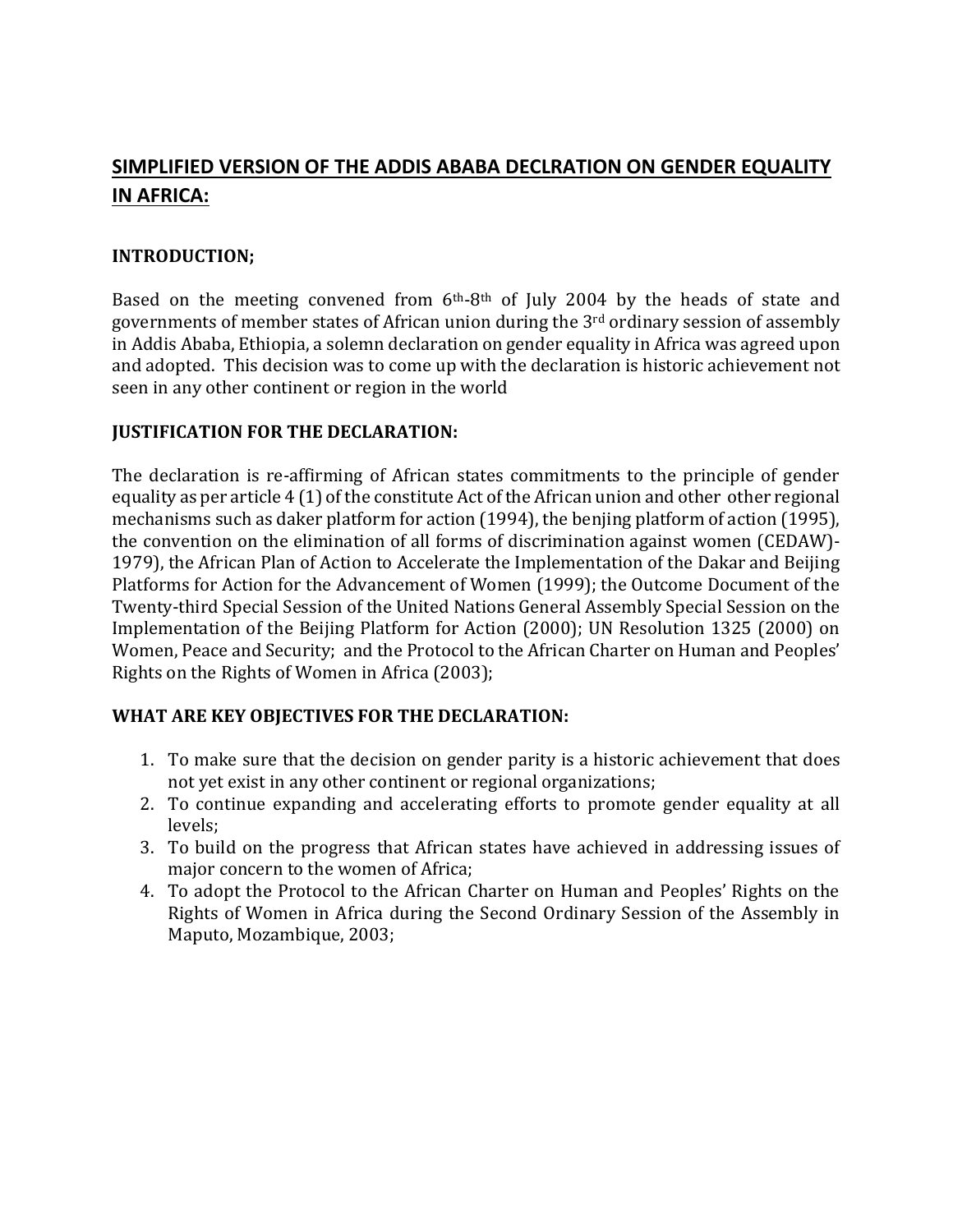## SIMPLIFIED VERSION OF THE ADDIS ABABA DECLRATION ON GENDER EQUALITY IN AFRICA:

### INTRODUCTION;

Based on the meeting convened from 6th-8th of July 2004 by the heads of state and governments of member states of African union during the 3rd ordinary session of assembly in Addis Ababa, Ethiopia, a solemn declaration on gender equality in Africa was agreed upon and adopted. This decision was to come up with the declaration is historic achievement not seen in any other continent or region in the world

### JUSTIFICATION FOR THE DECLARATION:

The declaration is re-affirming of African states commitments to the principle of gender equality as per article 4 (1) of the constitute Act of the African union and other other regional mechanisms such as daker platform for action (1994), the benjing platform of action (1995), the convention on the elimination of all forms of discrimination against women (CEDAW)-1979), the African Plan of Action to Accelerate the Implementation of the Dakar and Beijing Platforms for Action for the Advancement of Women (1999); the Outcome Document of the Twenty-third Special Session of the United Nations General Assembly Special Session on the Implementation of the Beijing Platform for Action (2000); UN Resolution 1325 (2000) on Women, Peace and Security; and the Protocol to the African Charter on Human and Peoples' Rights on the Rights of Women in Africa (2003);

### WHAT ARE KEY OBJECTIVES FOR THE DECLARATION:

1. To make sure that the decision on gender parity is a historic achievement that does not yet exist in any other continent or regional organizations;
2. To continue expanding and accelerating efforts to promote gender equality at all levels;
3. To build on the progress that African states have achieved in addressing issues of major concern to the women of Africa;
4. To adopt the Protocol to the African Charter on Human and Peoples' Rights on the Rights of Women in Africa during the Second Ordinary Session of the Assembly in Maputo, Mozambique, 2003;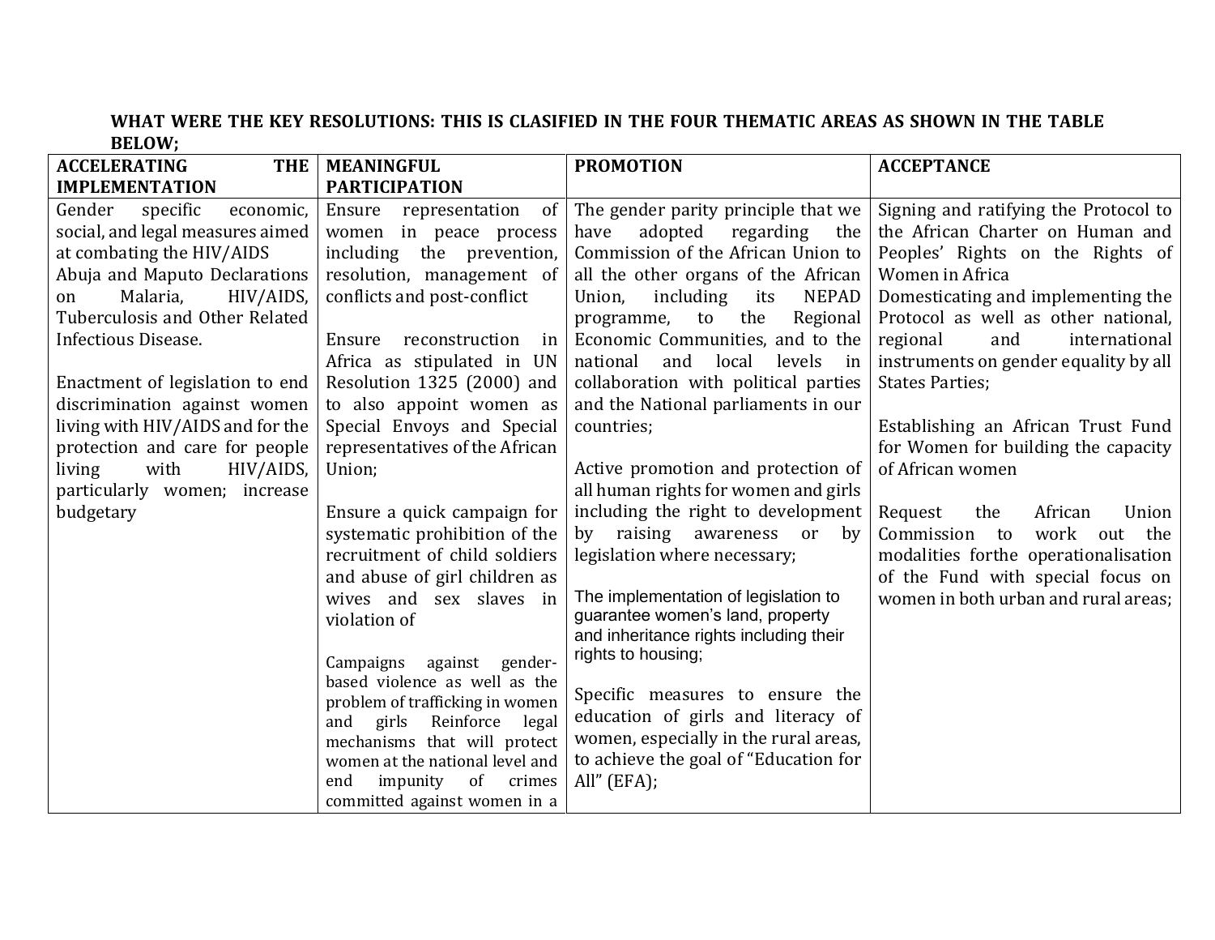**WHAT WERE THE KEY RESOLUTIONS: THIS IS CLASIFIED IN THE FOUR THEMATIC AREAS AS SHOWN IN THE TABLE BELOW;**

| ACCELERATING THE IMPLEMENTATION | MEANINGFUL PARTICIPATION | PROMOTION | ACCEPTANCE |
|---|---|---|---|
| Gender specific economic, social, and legal measures aimed at combating the HIV/AIDS Abuja and Maputo Declarations on Malaria, HIV/AIDS, Tuberculosis and Other Related Infectious Disease.<br><br>Enactment of legislation to end discrimination against women living with HIV/AIDS and for the protection and care for people living with HIV/AIDS, particularly women; increase budgetary | Ensure representation of women in peace process including the prevention, resolution, management of conflicts and post-conflict<br><br>Ensure reconstruction in Africa as stipulated in UN Resolution 1325 (2000) and to also appoint women as Special Envoys and Special representatives of the African Union;<br><br>Ensure a quick campaign for systematic prohibition of the recruitment of child soldiers and abuse of girl children as wives and sex slaves in violation of<br><br>Campaigns against gender-based violence as well as the problem of trafficking in women and girls Reinforce legal mechanisms that will protect women at the national level and end impunity of crimes committed against women in a | The gender parity principle that we have adopted regarding the Commission of the African Union to all the other organs of the African Union, including its NEPAD programme, to the Regional Economic Communities, and to the national and local levels in collaboration with political parties and the National parliaments in our countries;<br><br>Active promotion and protection of all human rights for women and girls including the right to development by raising awareness or by legislation where necessary;<br><br>The implementation of legislation to guarantee women's land, property and inheritance rights including their rights to housing;<br><br>Specific measures to ensure the education of girls and literacy of women, especially in the rural areas, to achieve the goal of "Education for All" (EFA); | Signing and ratifying the Protocol to the African Charter on Human and Peoples' Rights on the Rights of Women in Africa<br>Domesticating and implementing the Protocol as well as other national, regional and international instruments on gender equality by all States Parties;<br><br>Establishing an African Trust Fund for Women for building the capacity of African women<br><br>Request the African Union Commission to work out the modalities forthe operationalisation of the Fund with special focus on women in both urban and rural areas; |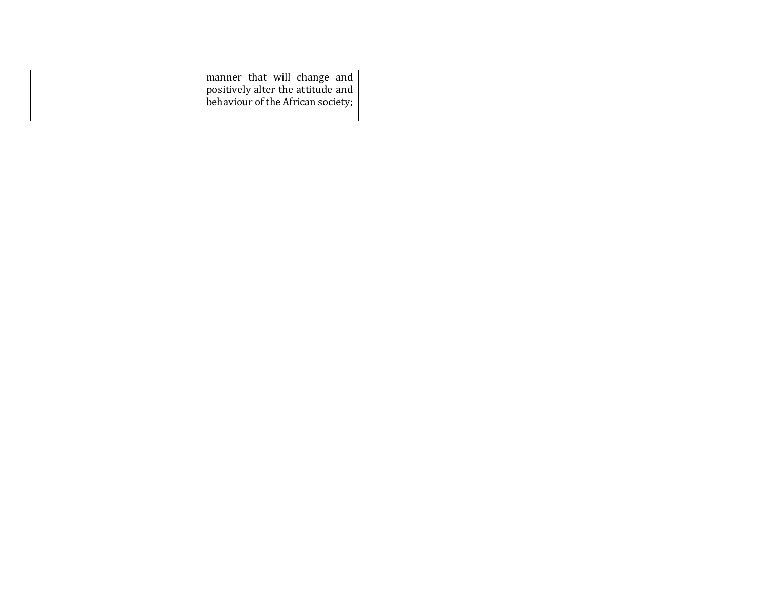| | | | |
|---|---|---|---|
| | manner that will change and positively alter the attitude and behaviour of the African society; | | |